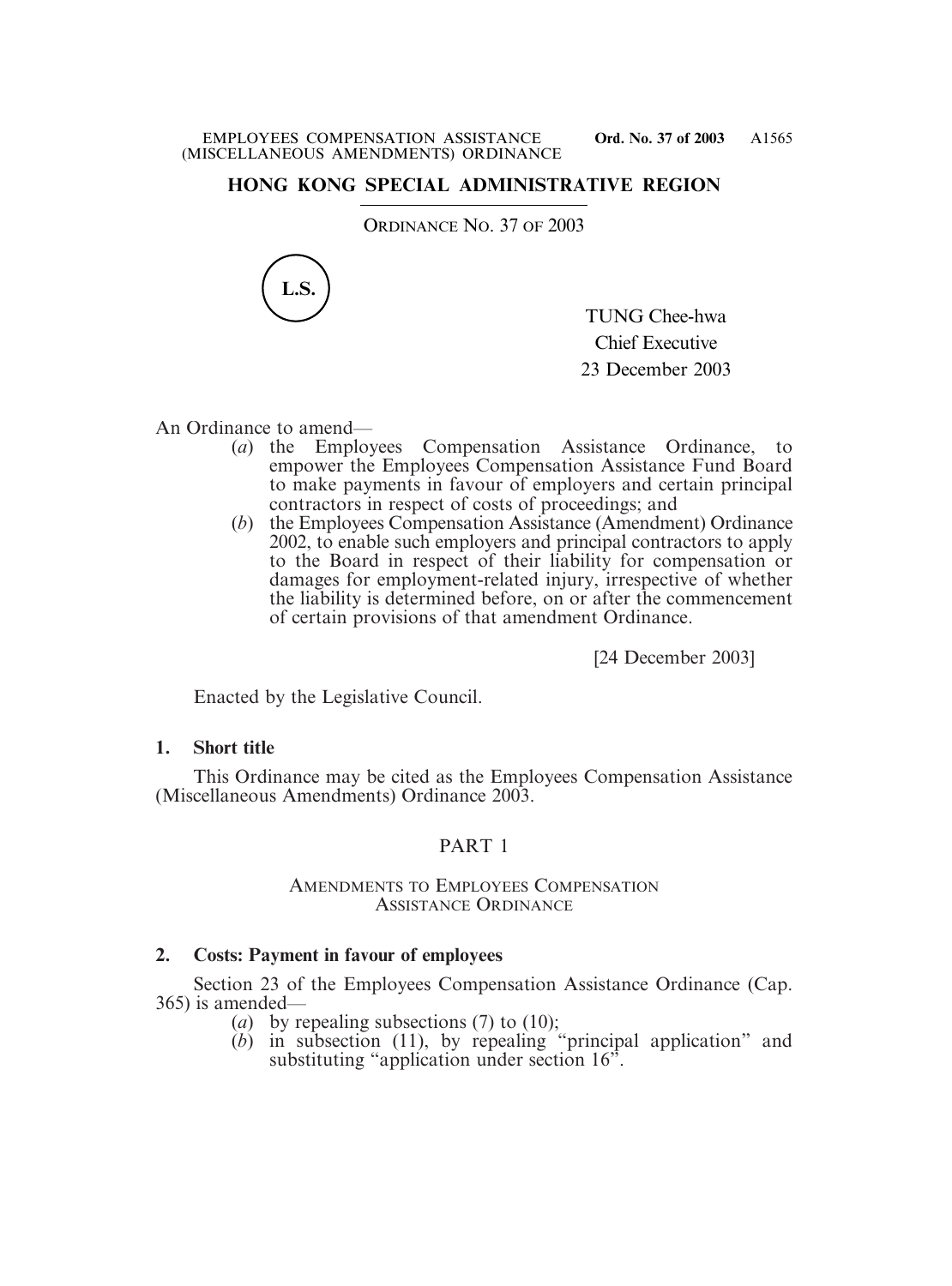# HONG KONG SPECIAL ADMINISTRATIVE REGION

ORDINANCE NO. 37 OF 2003

L.S.

TUNG Chee-hwa
Chief Executive
23 December 2003

An Ordinance to amend—

(*a*) the Employees Compensation Assistance Ordinance, to empower the Employees Compensation Assistance Fund Board to make payments in favour of employers and certain principal contractors in respect of costs of proceedings; and

(*b*) the Employees Compensation Assistance (Amendment) Ordinance 2002, to enable such employers and principal contractors to apply to the Board in respect of their liability for compensation or damages for employment-related injury, irrespective of whether the liability is determined before, on or after the commencement of certain provisions of that amendment Ordinance.

[24 December 2003]

Enacted by the Legislative Council.

**1. Short title**

This Ordinance may be cited as the Employees Compensation Assistance (Miscellaneous Amendments) Ordinance 2003.

## PART 1

### AMENDMENTS TO EMPLOYEES COMPENSATION ASSISTANCE ORDINANCE

**2. Costs: Payment in favour of employees**

Section 23 of the Employees Compensation Assistance Ordinance (Cap. 365) is amended—

(*a*) by repealing subsections (7) to (10);

(*b*) in subsection (11), by repealing "principal application" and substituting "application under section 16".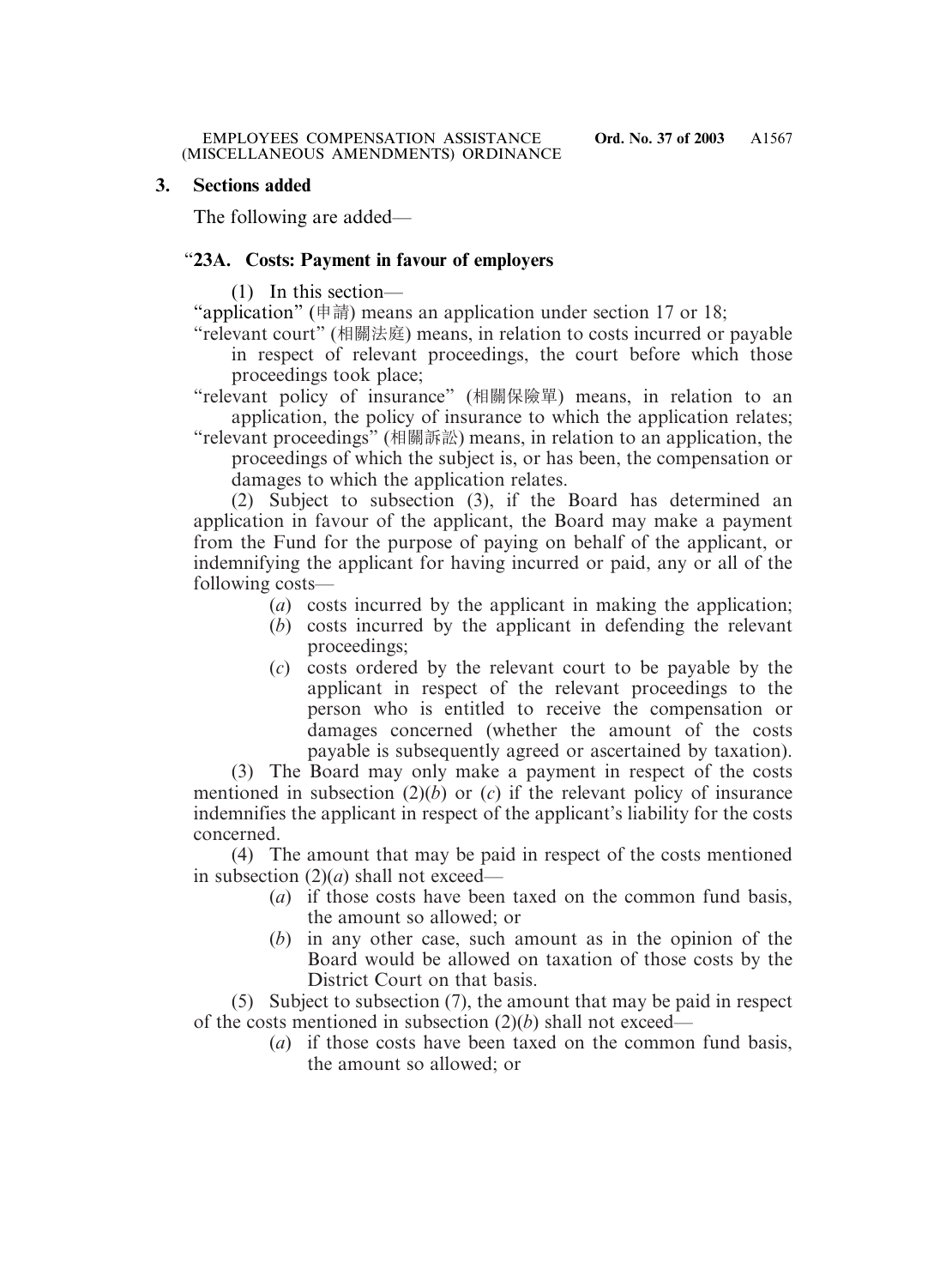### 3. Sections added

The following are added—

### "23A. Costs: Payment in favour of employers

(1) In this section—

"application" (申請) means an application under section 17 or 18;

"relevant court" (相關法庭) means, in relation to costs incurred or payable in respect of relevant proceedings, the court before which those proceedings took place;

"relevant policy of insurance" (相關保險單) means, in relation to an application, the policy of insurance to which the application relates;

"relevant proceedings" (相關訴訟) means, in relation to an application, the proceedings of which the subject is, or has been, the compensation or damages to which the application relates.

(2) Subject to subsection (3), if the Board has determined an application in favour of the applicant, the Board may make a payment from the Fund for the purpose of paying on behalf of the applicant, or indemnifying the applicant for having incurred or paid, any or all of the following costs—

- (*a*) costs incurred by the applicant in making the application;
- (*b*) costs incurred by the applicant in defending the relevant proceedings;
- (*c*) costs ordered by the relevant court to be payable by the applicant in respect of the relevant proceedings to the person who is entitled to receive the compensation or damages concerned (whether the amount of the costs payable is subsequently agreed or ascertained by taxation).

(3) The Board may only make a payment in respect of the costs mentioned in subsection (2)(*b*) or (*c*) if the relevant policy of insurance indemnifies the applicant in respect of the applicant's liability for the costs concerned.

(4) The amount that may be paid in respect of the costs mentioned in subsection (2)(*a*) shall not exceed—

- (*a*) if those costs have been taxed on the common fund basis, the amount so allowed; or
- (*b*) in any other case, such amount as in the opinion of the Board would be allowed on taxation of those costs by the District Court on that basis.

(5) Subject to subsection (7), the amount that may be paid in respect of the costs mentioned in subsection (2)(*b*) shall not exceed—

- (*a*) if those costs have been taxed on the common fund basis, the amount so allowed; or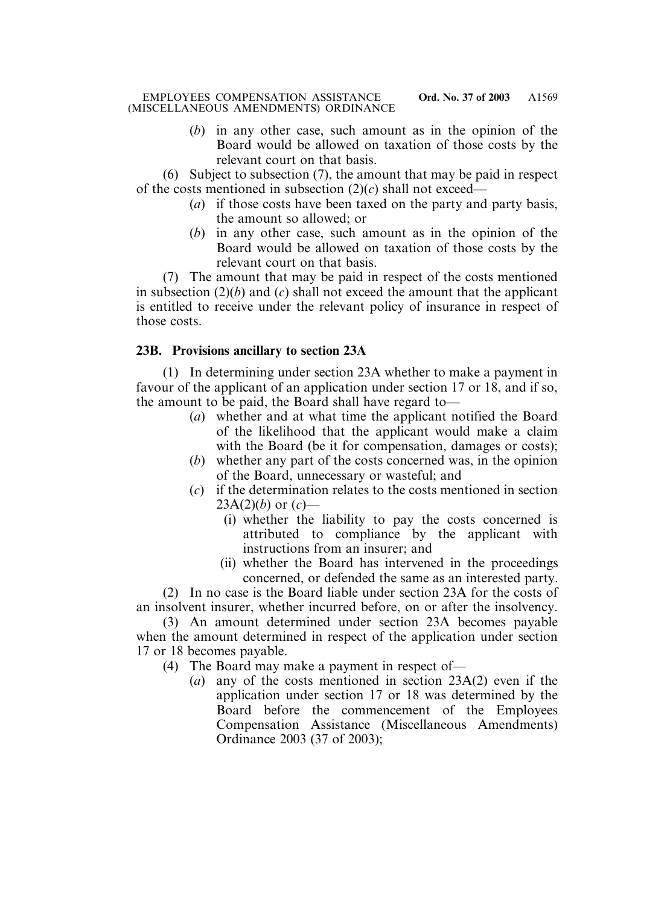(*b*) in any other case, such amount as in the opinion of the Board would be allowed on taxation of those costs by the relevant court on that basis.

(6) Subject to subsection (7), the amount that may be paid in respect of the costs mentioned in subsection (2)(*c*) shall not exceed—

(*a*) if those costs have been taxed on the party and party basis, the amount so allowed; or

(*b*) in any other case, such amount as in the opinion of the Board would be allowed on taxation of those costs by the relevant court on that basis.

(7) The amount that may be paid in respect of the costs mentioned in subsection (2)(*b*) and (*c*) shall not exceed the amount that the applicant is entitled to receive under the relevant policy of insurance in respect of those costs.

### 23B. Provisions ancillary to section 23A

(1) In determining under section 23A whether to make a payment in favour of the applicant of an application under section 17 or 18, and if so, the amount to be paid, the Board shall have regard to—

(*a*) whether and at what time the applicant notified the Board of the likelihood that the applicant would make a claim with the Board (be it for compensation, damages or costs);

(*b*) whether any part of the costs concerned was, in the opinion of the Board, unnecessary or wasteful; and

(*c*) if the determination relates to the costs mentioned in section 23A(2)(*b*) or (*c*)—

(i) whether the liability to pay the costs concerned is attributed to compliance by the applicant with instructions from an insurer; and

(ii) whether the Board has intervened in the proceedings concerned, or defended the same as an interested party.

(2) In no case is the Board liable under section 23A for the costs of an insolvent insurer, whether incurred before, on or after the insolvency.

(3) An amount determined under section 23A becomes payable when the amount determined in respect of the application under section 17 or 18 becomes payable.

(4) The Board may make a payment in respect of—

(*a*) any of the costs mentioned in section 23A(2) even if the application under section 17 or 18 was determined by the Board before the commencement of the Employees Compensation Assistance (Miscellaneous Amendments) Ordinance 2003 (37 of 2003);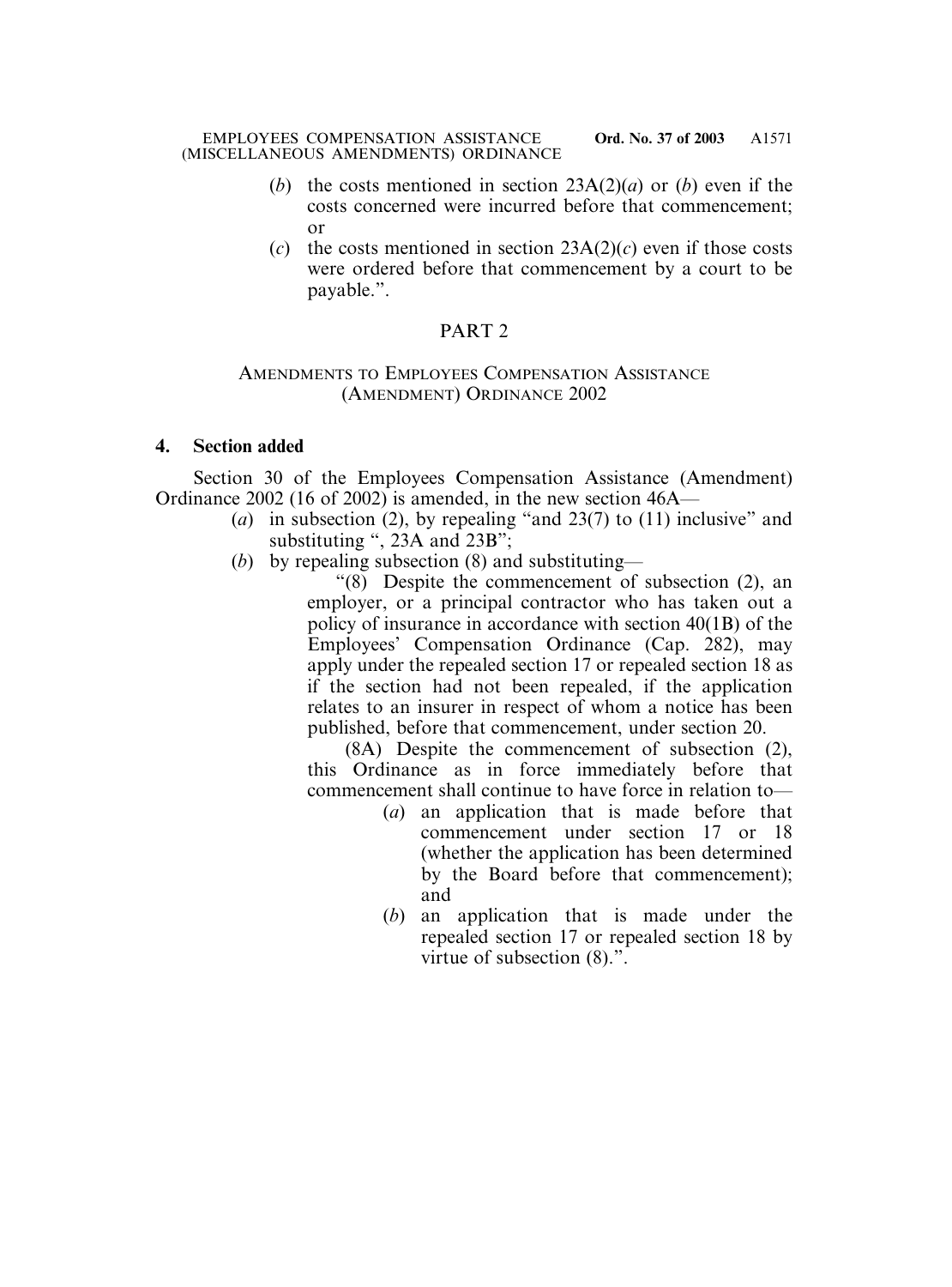(*b*) the costs mentioned in section 23A(2)(*a*) or (*b*) even if the costs concerned were incurred before that commencement; or

(*c*) the costs mentioned in section 23A(2)(*c*) even if those costs were ordered before that commencement by a court to be payable.".

## PART 2

## AMENDMENTS TO EMPLOYEES COMPENSATION ASSISTANCE (AMENDMENT) ORDINANCE 2002

### 4. Section added

Section 30 of the Employees Compensation Assistance (Amendment) Ordinance 2002 (16 of 2002) is amended, in the new section 46A—

(*a*) in subsection (2), by repealing "and 23(7) to (11) inclusive" and substituting ", 23A and 23B";

(*b*) by repealing subsection (8) and substituting—

"(8) Despite the commencement of subsection (2), an employer, or a principal contractor who has taken out a policy of insurance in accordance with section 40(1B) of the Employees' Compensation Ordinance (Cap. 282), may apply under the repealed section 17 or repealed section 18 as if the section had not been repealed, if the application relates to an insurer in respect of whom a notice has been published, before that commencement, under section 20.

(8A) Despite the commencement of subsection (2), this Ordinance as in force immediately before that commencement shall continue to have force in relation to—

(*a*) an application that is made before that commencement under section 17 or 18 (whether the application has been determined by the Board before that commencement); and

(*b*) an application that is made under the repealed section 17 or repealed section 18 by virtue of subsection (8).".